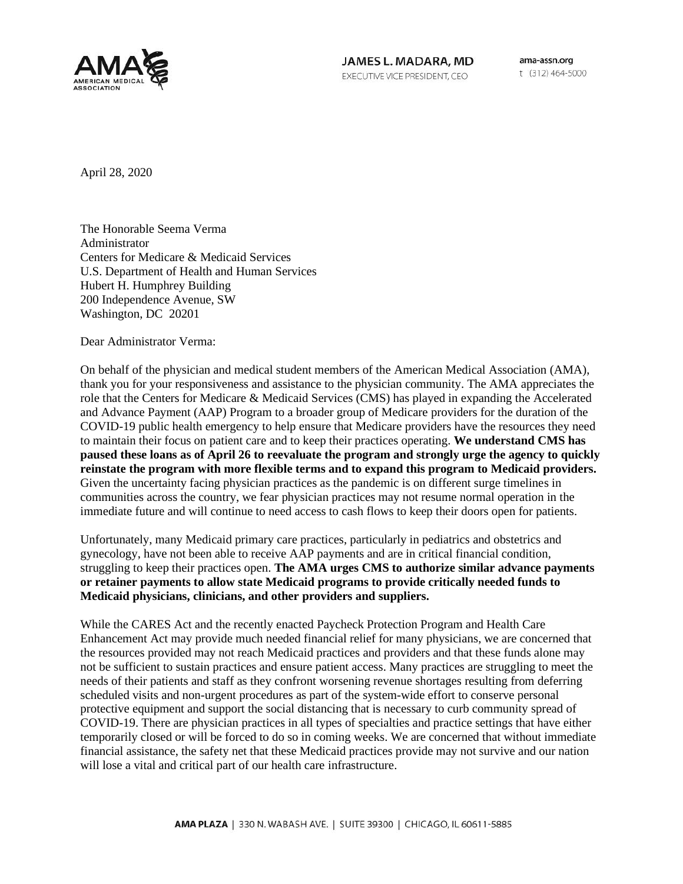JAMES L. MADARA, MD
EXECUTIVE VICE PRESIDENT, CEO

ama-assn.org
t (312) 464-5000

April 28, 2020

The Honorable Seema Verma
Administrator
Centers for Medicare & Medicaid Services
U.S. Department of Health and Human Services
Hubert H. Humphrey Building
200 Independence Avenue, SW
Washington, DC 20201

Dear Administrator Verma:

On behalf of the physician and medical student members of the American Medical Association (AMA), thank you for your responsiveness and assistance to the physician community. The AMA appreciates the role that the Centers for Medicare & Medicaid Services (CMS) has played in expanding the Accelerated and Advance Payment (AAP) Program to a broader group of Medicare providers for the duration of the COVID-19 public health emergency to help ensure that Medicare providers have the resources they need to maintain their focus on patient care and to keep their practices operating. **We understand CMS has paused these loans as of April 26 to reevaluate the program and strongly urge the agency to quickly reinstate the program with more flexible terms and to expand this program to Medicaid providers.** Given the uncertainty facing physician practices as the pandemic is on different surge timelines in communities across the country, we fear physician practices may not resume normal operation in the immediate future and will continue to need access to cash flows to keep their doors open for patients.

Unfortunately, many Medicaid primary care practices, particularly in pediatrics and obstetrics and gynecology, have not been able to receive AAP payments and are in critical financial condition, struggling to keep their practices open. **The AMA urges CMS to authorize similar advance payments or retainer payments to allow state Medicaid programs to provide critically needed funds to Medicaid physicians, clinicians, and other providers and suppliers.**

While the CARES Act and the recently enacted Paycheck Protection Program and Health Care Enhancement Act may provide much needed financial relief for many physicians, we are concerned that the resources provided may not reach Medicaid practices and providers and that these funds alone may not be sufficient to sustain practices and ensure patient access. Many practices are struggling to meet the needs of their patients and staff as they confront worsening revenue shortages resulting from deferring scheduled visits and non-urgent procedures as part of the system-wide effort to conserve personal protective equipment and support the social distancing that is necessary to curb community spread of COVID-19. There are physician practices in all types of specialties and practice settings that have either temporarily closed or will be forced to do so in coming weeks. We are concerned that without immediate financial assistance, the safety net that these Medicaid practices provide may not survive and our nation will lose a vital and critical part of our health care infrastructure.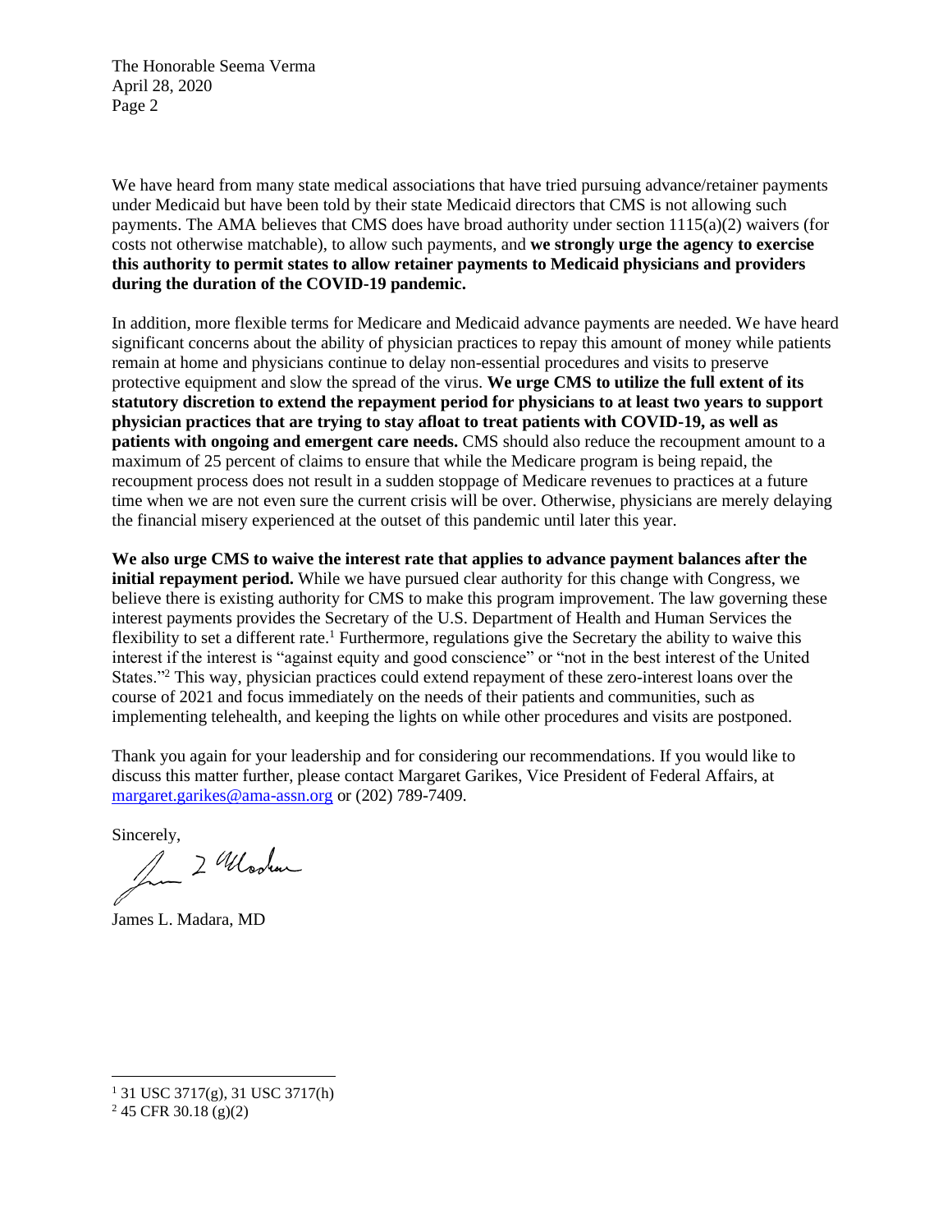We have heard from many state medical associations that have tried pursuing advance/retainer payments under Medicaid but have been told by their state Medicaid directors that CMS is not allowing such payments. The AMA believes that CMS does have broad authority under section 1115(a)(2) waivers (for costs not otherwise matchable), to allow such payments, and **we strongly urge the agency to exercise this authority to permit states to allow retainer payments to Medicaid physicians and providers during the duration of the COVID-19 pandemic.**

In addition, more flexible terms for Medicare and Medicaid advance payments are needed. We have heard significant concerns about the ability of physician practices to repay this amount of money while patients remain at home and physicians continue to delay non-essential procedures and visits to preserve protective equipment and slow the spread of the virus. **We urge CMS to utilize the full extent of its statutory discretion to extend the repayment period for physicians to at least two years to support physician practices that are trying to stay afloat to treat patients with COVID-19, as well as patients with ongoing and emergent care needs.** CMS should also reduce the recoupment amount to a maximum of 25 percent of claims to ensure that while the Medicare program is being repaid, the recoupment process does not result in a sudden stoppage of Medicare revenues to practices at a future time when we are not even sure the current crisis will be over. Otherwise, physicians are merely delaying the financial misery experienced at the outset of this pandemic until later this year.

**We also urge CMS to waive the interest rate that applies to advance payment balances after the initial repayment period.** While we have pursued clear authority for this change with Congress, we believe there is existing authority for CMS to make this program improvement. The law governing these interest payments provides the Secretary of the U.S. Department of Health and Human Services the flexibility to set a different rate.[1] Furthermore, regulations give the Secretary the ability to waive this interest if the interest is "against equity and good conscience" or "not in the best interest of the United States."[2] This way, physician practices could extend repayment of these zero-interest loans over the course of 2021 and focus immediately on the needs of their patients and communities, such as implementing telehealth, and keeping the lights on while other procedures and visits are postponed.

Thank you again for your leadership and for considering our recommendations. If you would like to discuss this matter further, please contact Margaret Garikes, Vice President of Federal Affairs, at margaret.garikes@ama-assn.org or (202) 789-7409.

Sincerely,

James L. Madara, MD

---

[1] 31 USC 3717(g), 31 USC 3717(h)

[2] 45 CFR 30.18 (g)(2)